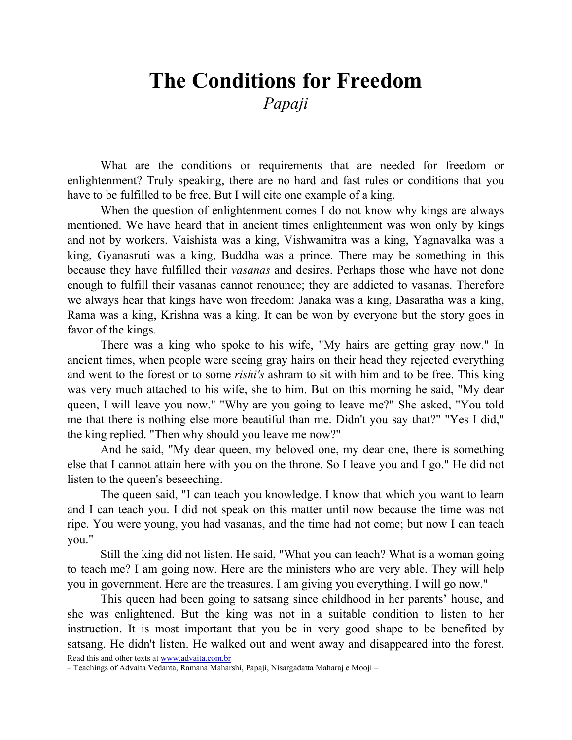# The Conditions for Freedom

*Papaji*

What are the conditions or requirements that are needed for freedom or enlightenment? Truly speaking, there are no hard and fast rules or conditions that you have to be fulfilled to be free. But I will cite one example of a king.

When the question of enlightenment comes I do not know why kings are always mentioned. We have heard that in ancient times enlightenment was won only by kings and not by workers. Vaishista was a king, Vishwamitra was a king, Yagnavalka was a king, Gyanasruti was a king, Buddha was a prince. There may be something in this because they have fulfilled their *vasanas* and desires. Perhaps those who have not done enough to fulfill their vasanas cannot renounce; they are addicted to vasanas. Therefore we always hear that kings have won freedom: Janaka was a king, Dasaratha was a king, Rama was a king, Krishna was a king. It can be won by everyone but the story goes in favor of the kings.

There was a king who spoke to his wife, "My hairs are getting gray now." In ancient times, when people were seeing gray hairs on their head they rejected everything and went to the forest or to some *rishi's* ashram to sit with him and to be free. This king was very much attached to his wife, she to him. But on this morning he said, "My dear queen, I will leave you now." "Why are you going to leave me?" She asked, "You told me that there is nothing else more beautiful than me. Didn't you say that?" "Yes I did," the king replied. "Then why should you leave me now?"

And he said, "My dear queen, my beloved one, my dear one, there is something else that I cannot attain here with you on the throne. So I leave you and I go." He did not listen to the queen's beseeching.

The queen said, "I can teach you knowledge. I know that which you want to learn and I can teach you. I did not speak on this matter until now because the time was not ripe. You were young, you had vasanas, and the time had not come; but now I can teach you."

Still the king did not listen. He said, "What you can teach? What is a woman going to teach me? I am going now. Here are the ministers who are very able. They will help you in government. Here are the treasures. I am giving you everything. I will go now."

This queen had been going to satsang since childhood in her parents' house, and she was enlightened. But the king was not in a suitable condition to listen to her instruction. It is most important that you be in very good shape to be benefited by satsang. He didn't listen. He walked out and went away and disappeared into the forest.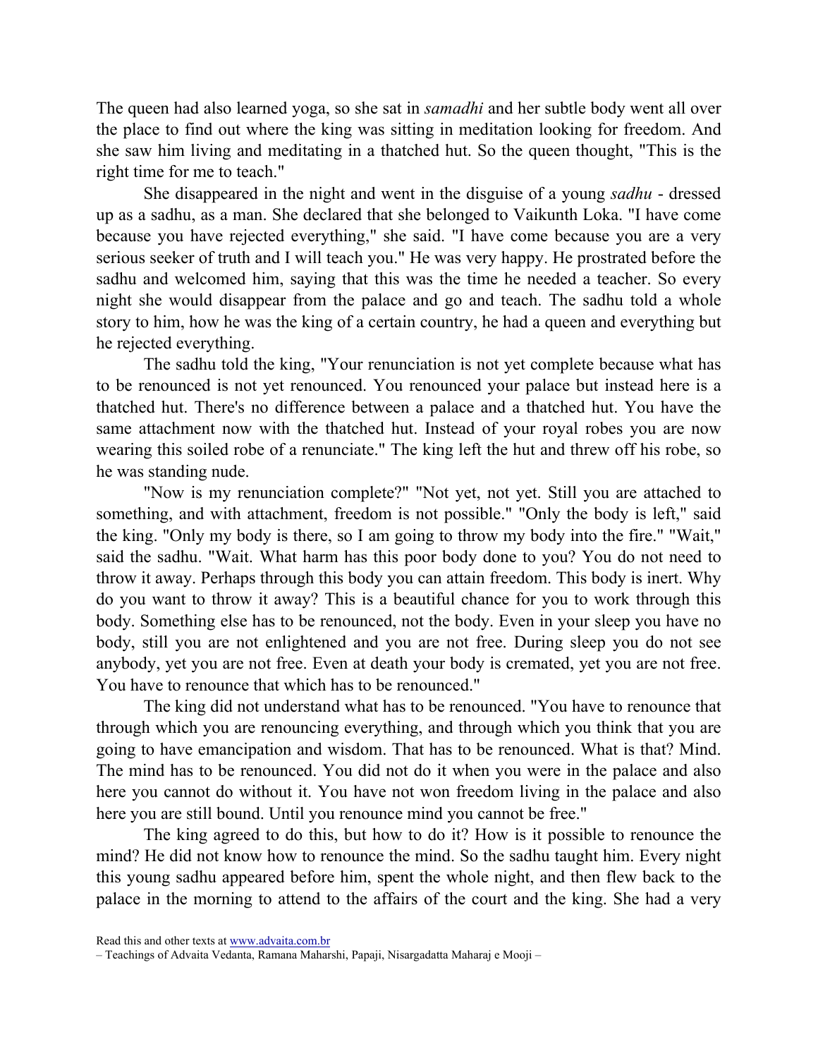The queen had also learned yoga, so she sat in *samadhi* and her subtle body went all over the place to find out where the king was sitting in meditation looking for freedom. And she saw him living and meditating in a thatched hut. So the queen thought, "This is the right time for me to teach."

She disappeared in the night and went in the disguise of a young *sadhu* - dressed up as a sadhu, as a man. She declared that she belonged to Vaikunth Loka. "I have come because you have rejected everything," she said. "I have come because you are a very serious seeker of truth and I will teach you." He was very happy. He prostrated before the sadhu and welcomed him, saying that this was the time he needed a teacher. So every night she would disappear from the palace and go and teach. The sadhu told a whole story to him, how he was the king of a certain country, he had a queen and everything but he rejected everything.

The sadhu told the king, "Your renunciation is not yet complete because what has to be renounced is not yet renounced. You renounced your palace but instead here is a thatched hut. There's no difference between a palace and a thatched hut. You have the same attachment now with the thatched hut. Instead of your royal robes you are now wearing this soiled robe of a renunciate." The king left the hut and threw off his robe, so he was standing nude.

"Now is my renunciation complete?" "Not yet, not yet. Still you are attached to something, and with attachment, freedom is not possible." "Only the body is left," said the king. "Only my body is there, so I am going to throw my body into the fire." "Wait," said the sadhu. "Wait. What harm has this poor body done to you? You do not need to throw it away. Perhaps through this body you can attain freedom. This body is inert. Why do you want to throw it away? This is a beautiful chance for you to work through this body. Something else has to be renounced, not the body. Even in your sleep you have no body, still you are not enlightened and you are not free. During sleep you do not see anybody, yet you are not free. Even at death your body is cremated, yet you are not free. You have to renounce that which has to be renounced."

The king did not understand what has to be renounced. "You have to renounce that through which you are renouncing everything, and through which you think that you are going to have emancipation and wisdom. That has to be renounced. What is that? Mind. The mind has to be renounced. You did not do it when you were in the palace and also here you cannot do without it. You have not won freedom living in the palace and also here you are still bound. Until you renounce mind you cannot be free."

The king agreed to do this, but how to do it? How is it possible to renounce the mind? He did not know how to renounce the mind. So the sadhu taught him. Every night this young sadhu appeared before him, spent the whole night, and then flew back to the palace in the morning to attend to the affairs of the court and the king. She had a very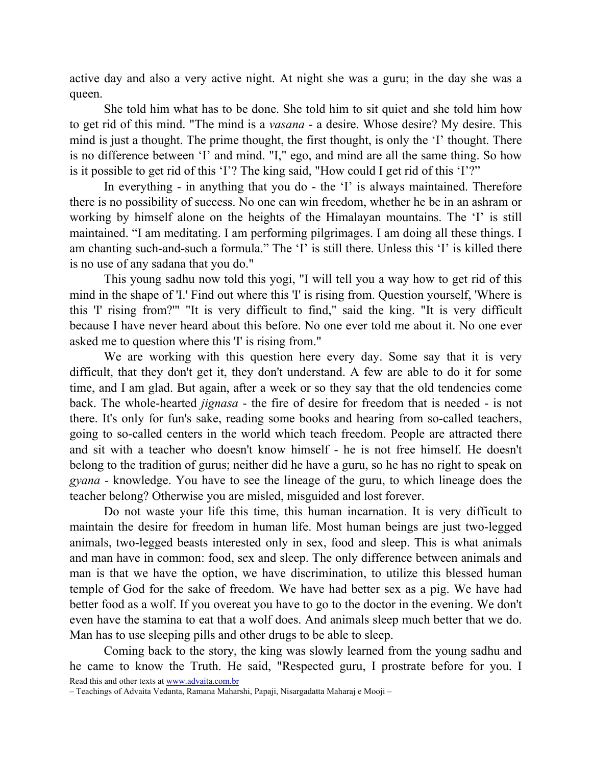active day and also a very active night. At night she was a guru; in the day she was a queen.

She told him what has to be done. She told him to sit quiet and she told him how to get rid of this mind. "The mind is a *vasana* - a desire. Whose desire? My desire. This mind is just a thought. The prime thought, the first thought, is only the 'I' thought. There is no difference between 'I' and mind. "I," ego, and mind are all the same thing. So how is it possible to get rid of this 'I'? The king said, "How could I get rid of this 'I'?"

In everything - in anything that you do - the 'I' is always maintained. Therefore there is no possibility of success. No one can win freedom, whether he be in an ashram or working by himself alone on the heights of the Himalayan mountains. The 'I' is still maintained. "I am meditating. I am performing pilgrimages. I am doing all these things. I am chanting such-and-such a formula." The 'I' is still there. Unless this 'I' is killed there is no use of any sadana that you do."

This young sadhu now told this yogi, "I will tell you a way how to get rid of this mind in the shape of 'I.' Find out where this 'I' is rising from. Question yourself, 'Where is this 'I' rising from?'" "It is very difficult to find," said the king. "It is very difficult because I have never heard about this before. No one ever told me about it. No one ever asked me to question where this 'I' is rising from."

We are working with this question here every day. Some say that it is very difficult, that they don't get it, they don't understand. A few are able to do it for some time, and I am glad. But again, after a week or so they say that the old tendencies come back. The whole-hearted *jignasa* - the fire of desire for freedom that is needed - is not there. It's only for fun's sake, reading some books and hearing from so-called teachers, going to so-called centers in the world which teach freedom. People are attracted there and sit with a teacher who doesn't know himself - he is not free himself. He doesn't belong to the tradition of gurus; neither did he have a guru, so he has no right to speak on *gyana* - knowledge. You have to see the lineage of the guru, to which lineage does the teacher belong? Otherwise you are misled, misguided and lost forever.

Do not waste your life this time, this human incarnation. It is very difficult to maintain the desire for freedom in human life. Most human beings are just two-legged animals, two-legged beasts interested only in sex, food and sleep. This is what animals and man have in common: food, sex and sleep. The only difference between animals and man is that we have the option, we have discrimination, to utilize this blessed human temple of God for the sake of freedom. We have had better sex as a pig. We have had better food as a wolf. If you overeat you have to go to the doctor in the evening. We don't even have the stamina to eat that a wolf does. And animals sleep much better that we do. Man has to use sleeping pills and other drugs to be able to sleep.

Coming back to the story, the king was slowly learned from the young sadhu and he came to know the Truth. He said, "Respected guru, I prostrate before for you. I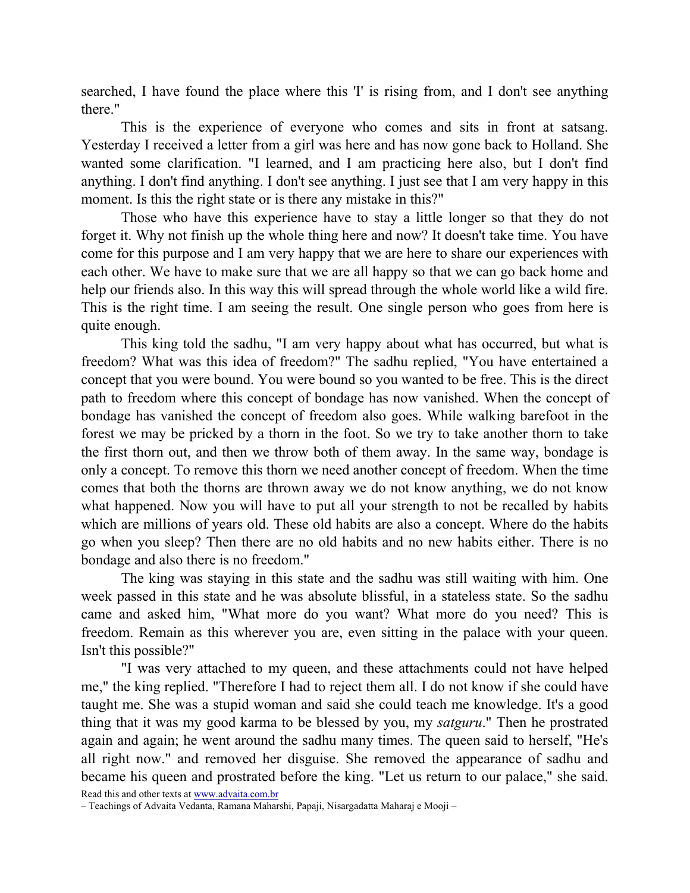searched, I have found the place where this 'I' is rising from, and I don't see anything there."

This is the experience of everyone who comes and sits in front at satsang. Yesterday I received a letter from a girl was here and has now gone back to Holland. She wanted some clarification. "I learned, and I am practicing here also, but I don't find anything. I don't find anything. I don't see anything. I just see that I am very happy in this moment. Is this the right state or is there any mistake in this?"

Those who have this experience have to stay a little longer so that they do not forget it. Why not finish up the whole thing here and now? It doesn't take time. You have come for this purpose and I am very happy that we are here to share our experiences with each other. We have to make sure that we are all happy so that we can go back home and help our friends also. In this way this will spread through the whole world like a wild fire. This is the right time. I am seeing the result. One single person who goes from here is quite enough.

This king told the sadhu, "I am very happy about what has occurred, but what is freedom? What was this idea of freedom?" The sadhu replied, "You have entertained a concept that you were bound. You were bound so you wanted to be free. This is the direct path to freedom where this concept of bondage has now vanished. When the concept of bondage has vanished the concept of freedom also goes. While walking barefoot in the forest we may be pricked by a thorn in the foot. So we try to take another thorn to take the first thorn out, and then we throw both of them away. In the same way, bondage is only a concept. To remove this thorn we need another concept of freedom. When the time comes that both the thorns are thrown away we do not know anything, we do not know what happened. Now you will have to put all your strength to not be recalled by habits which are millions of years old. These old habits are also a concept. Where do the habits go when you sleep? Then there are no old habits and no new habits either. There is no bondage and also there is no freedom."

The king was staying in this state and the sadhu was still waiting with him. One week passed in this state and he was absolute blissful, in a stateless state. So the sadhu came and asked him, "What more do you want? What more do you need? This is freedom. Remain as this wherever you are, even sitting in the palace with your queen. Isn't this possible?"

"I was very attached to my queen, and these attachments could not have helped me," the king replied. "Therefore I had to reject them all. I do not know if she could have taught me. She was a stupid woman and said she could teach me knowledge. It's a good thing that it was my good karma to be blessed by you, my *satguru*." Then he prostrated again and again; he went around the sadhu many times. The queen said to herself, "He's all right now." and removed her disguise. She removed the appearance of sadhu and became his queen and prostrated before the king. "Let us return to our palace," she said.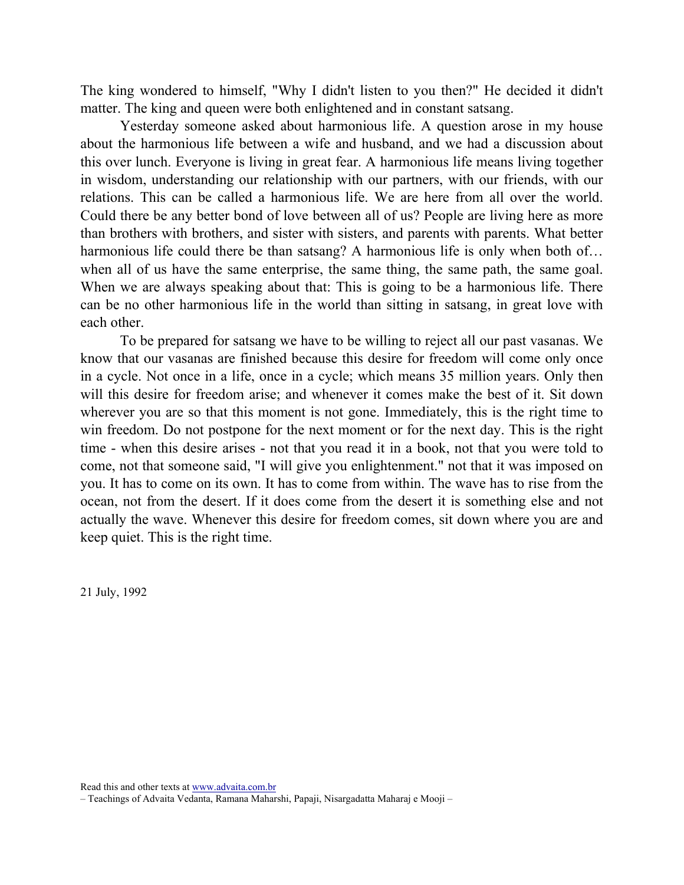The king wondered to himself, "Why I didn't listen to you then?" He decided it didn't matter. The king and queen were both enlightened and in constant satsang.

Yesterday someone asked about harmonious life. A question arose in my house about the harmonious life between a wife and husband, and we had a discussion about this over lunch. Everyone is living in great fear. A harmonious life means living together in wisdom, understanding our relationship with our partners, with our friends, with our relations. This can be called a harmonious life. We are here from all over the world. Could there be any better bond of love between all of us? People are living here as more than brothers with brothers, and sister with sisters, and parents with parents. What better harmonious life could there be than satsang? A harmonious life is only when both of… when all of us have the same enterprise, the same thing, the same path, the same goal. When we are always speaking about that: This is going to be a harmonious life. There can be no other harmonious life in the world than sitting in satsang, in great love with each other.

To be prepared for satsang we have to be willing to reject all our past vasanas. We know that our vasanas are finished because this desire for freedom will come only once in a cycle. Not once in a life, once in a cycle; which means 35 million years. Only then will this desire for freedom arise; and whenever it comes make the best of it. Sit down wherever you are so that this moment is not gone. Immediately, this is the right time to win freedom. Do not postpone for the next moment or for the next day. This is the right time - when this desire arises - not that you read it in a book, not that you were told to come, not that someone said, "I will give you enlightenment." not that it was imposed on you. It has to come on its own. It has to come from within. The wave has to rise from the ocean, not from the desert. If it does come from the desert it is something else and not actually the wave. Whenever this desire for freedom comes, sit down where you are and keep quiet. This is the right time.

21 July, 1992